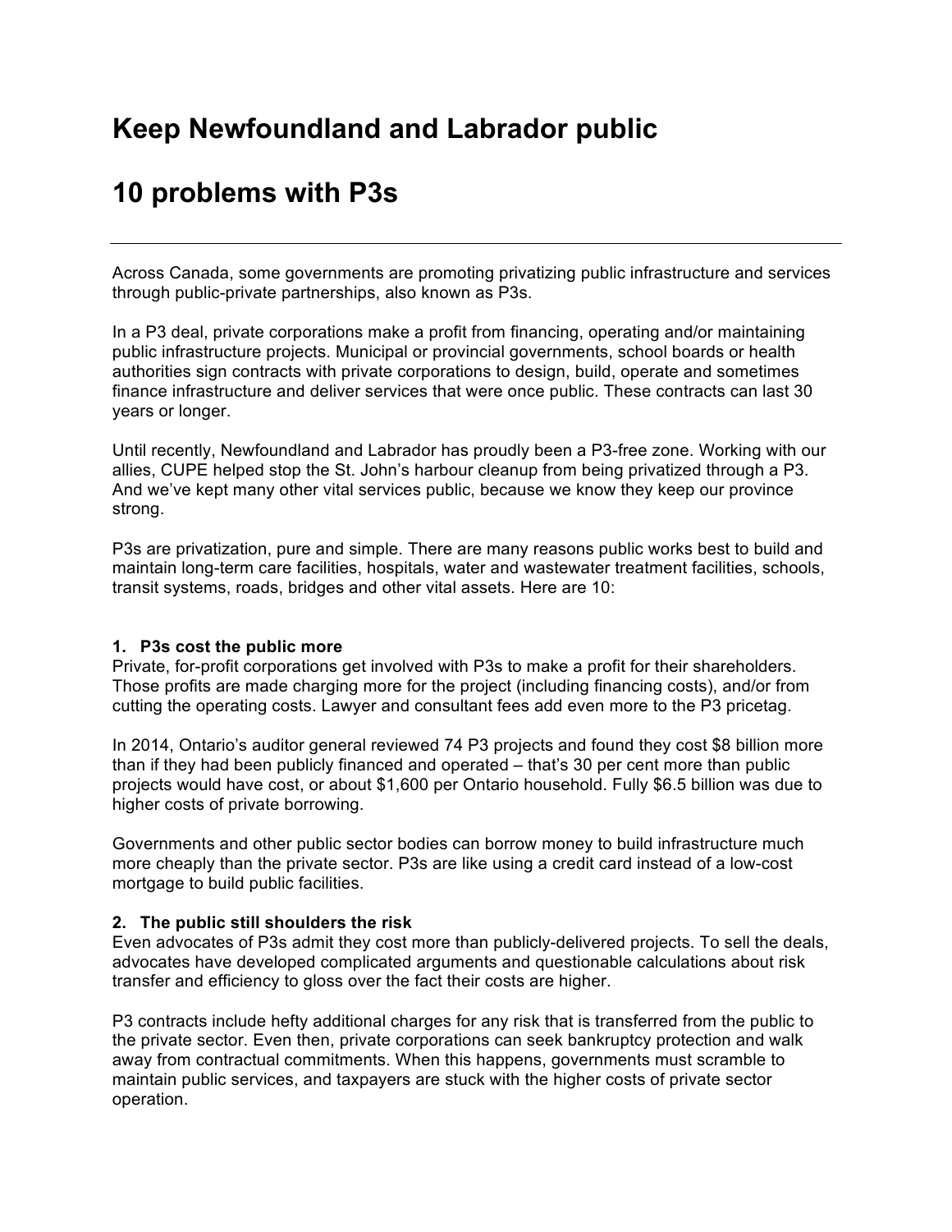# Keep Newfoundland and Labrador public

# 10 problems with P3s

---

Across Canada, some governments are promoting privatizing public infrastructure and services through public-private partnerships, also known as P3s.

In a P3 deal, private corporations make a profit from financing, operating and/or maintaining public infrastructure projects. Municipal or provincial governments, school boards or health authorities sign contracts with private corporations to design, build, operate and sometimes finance infrastructure and deliver services that were once public. These contracts can last 30 years or longer.

Until recently, Newfoundland and Labrador has proudly been a P3-free zone. Working with our allies, CUPE helped stop the St. John's harbour cleanup from being privatized through a P3. And we've kept many other vital services public, because we know they keep our province strong.

P3s are privatization, pure and simple. There are many reasons public works best to build and maintain long-term care facilities, hospitals, water and wastewater treatment facilities, schools, transit systems, roads, bridges and other vital assets. Here are 10:

**1. P3s cost the public more**

Private, for-profit corporations get involved with P3s to make a profit for their shareholders. Those profits are made charging more for the project (including financing costs), and/or from cutting the operating costs. Lawyer and consultant fees add even more to the P3 pricetag.

In 2014, Ontario's auditor general reviewed 74 P3 projects and found they cost $8 billion more than if they had been publicly financed and operated – that's 30 per cent more than public projects would have cost, or about $1,600 per Ontario household. Fully $6.5 billion was due to higher costs of private borrowing.

Governments and other public sector bodies can borrow money to build infrastructure much more cheaply than the private sector. P3s are like using a credit card instead of a low-cost mortgage to build public facilities.

**2. The public still shoulders the risk**

Even advocates of P3s admit they cost more than publicly-delivered projects. To sell the deals, advocates have developed complicated arguments and questionable calculations about risk transfer and efficiency to gloss over the fact their costs are higher.

P3 contracts include hefty additional charges for any risk that is transferred from the public to the private sector. Even then, private corporations can seek bankruptcy protection and walk away from contractual commitments. When this happens, governments must scramble to maintain public services, and taxpayers are stuck with the higher costs of private sector operation.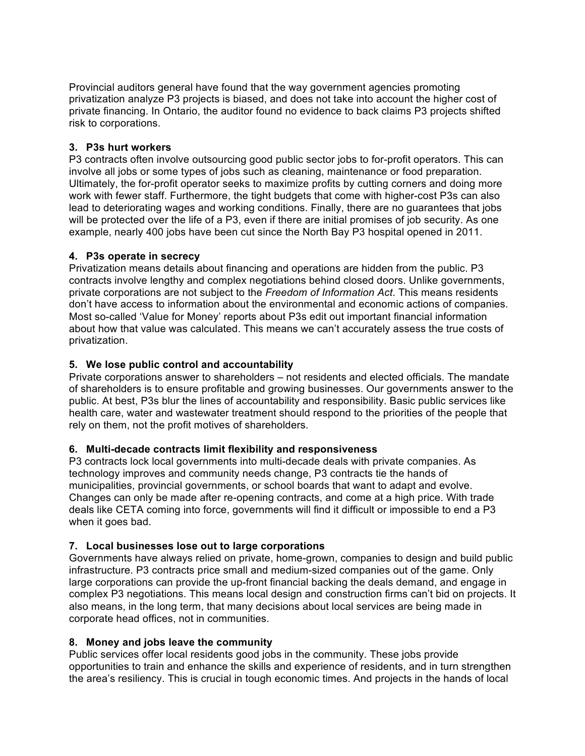Provincial auditors general have found that the way government agencies promoting privatization analyze P3 projects is biased, and does not take into account the higher cost of private financing. In Ontario, the auditor found no evidence to back claims P3 projects shifted risk to corporations.

**3. P3s hurt workers**

P3 contracts often involve outsourcing good public sector jobs to for-profit operators. This can involve all jobs or some types of jobs such as cleaning, maintenance or food preparation. Ultimately, the for-profit operator seeks to maximize profits by cutting corners and doing more work with fewer staff. Furthermore, the tight budgets that come with higher-cost P3s can also lead to deteriorating wages and working conditions. Finally, there are no guarantees that jobs will be protected over the life of a P3, even if there are initial promises of job security. As one example, nearly 400 jobs have been cut since the North Bay P3 hospital opened in 2011.

**4. P3s operate in secrecy**

Privatization means details about financing and operations are hidden from the public. P3 contracts involve lengthy and complex negotiations behind closed doors. Unlike governments, private corporations are not subject to the *Freedom of Information Act*. This means residents don't have access to information about the environmental and economic actions of companies. Most so-called 'Value for Money' reports about P3s edit out important financial information about how that value was calculated. This means we can't accurately assess the true costs of privatization.

**5. We lose public control and accountability**

Private corporations answer to shareholders – not residents and elected officials. The mandate of shareholders is to ensure profitable and growing businesses. Our governments answer to the public. At best, P3s blur the lines of accountability and responsibility. Basic public services like health care, water and wastewater treatment should respond to the priorities of the people that rely on them, not the profit motives of shareholders.

**6. Multi-decade contracts limit flexibility and responsiveness**

P3 contracts lock local governments into multi-decade deals with private companies. As technology improves and community needs change, P3 contracts tie the hands of municipalities, provincial governments, or school boards that want to adapt and evolve. Changes can only be made after re-opening contracts, and come at a high price. With trade deals like CETA coming into force, governments will find it difficult or impossible to end a P3 when it goes bad.

**7. Local businesses lose out to large corporations**

Governments have always relied on private, home-grown, companies to design and build public infrastructure. P3 contracts price small and medium-sized companies out of the game. Only large corporations can provide the up-front financial backing the deals demand, and engage in complex P3 negotiations. This means local design and construction firms can't bid on projects. It also means, in the long term, that many decisions about local services are being made in corporate head offices, not in communities.

**8. Money and jobs leave the community**

Public services offer local residents good jobs in the community. These jobs provide opportunities to train and enhance the skills and experience of residents, and in turn strengthen the area's resiliency. This is crucial in tough economic times. And projects in the hands of local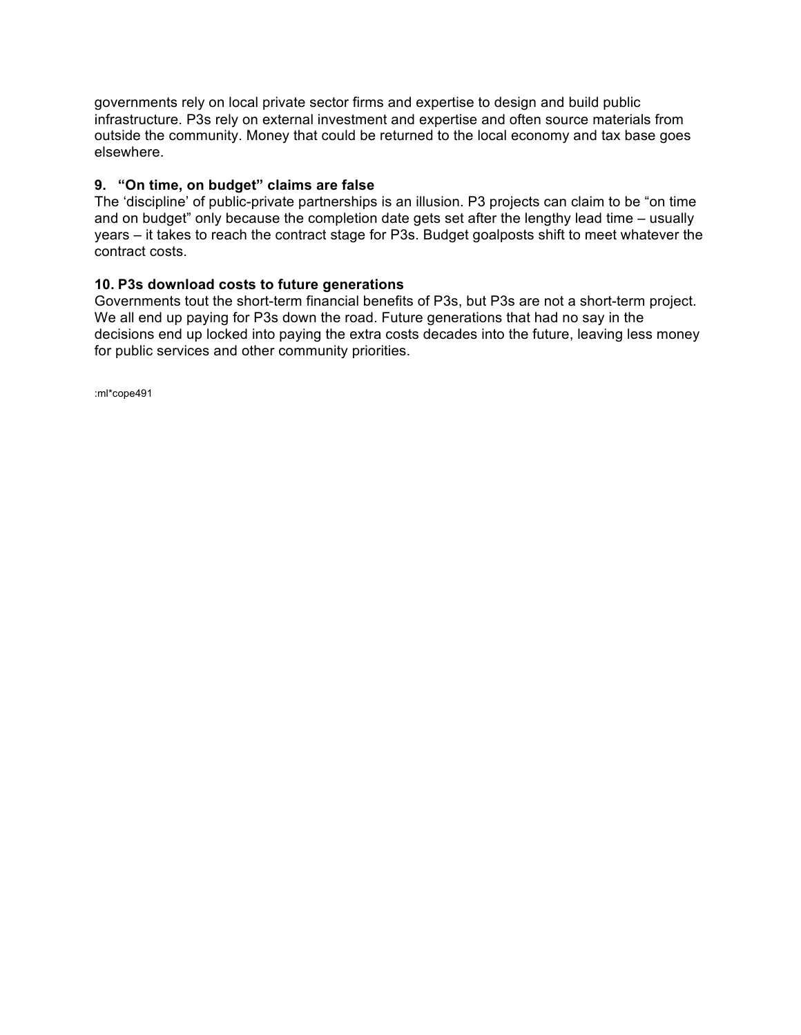governments rely on local private sector firms and expertise to design and build public infrastructure. P3s rely on external investment and expertise and often source materials from outside the community. Money that could be returned to the local economy and tax base goes elsewhere.

**9. “On time, on budget” claims are false**

The ‘discipline’ of public-private partnerships is an illusion. P3 projects can claim to be “on time and on budget” only because the completion date gets set after the lengthy lead time – usually years – it takes to reach the contract stage for P3s. Budget goalposts shift to meet whatever the contract costs.

**10. P3s download costs to future generations**

Governments tout the short-term financial benefits of P3s, but P3s are not a short-term project. We all end up paying for P3s down the road. Future generations that had no say in the decisions end up locked into paying the extra costs decades into the future, leaving less money for public services and other community priorities.

:ml*cope491